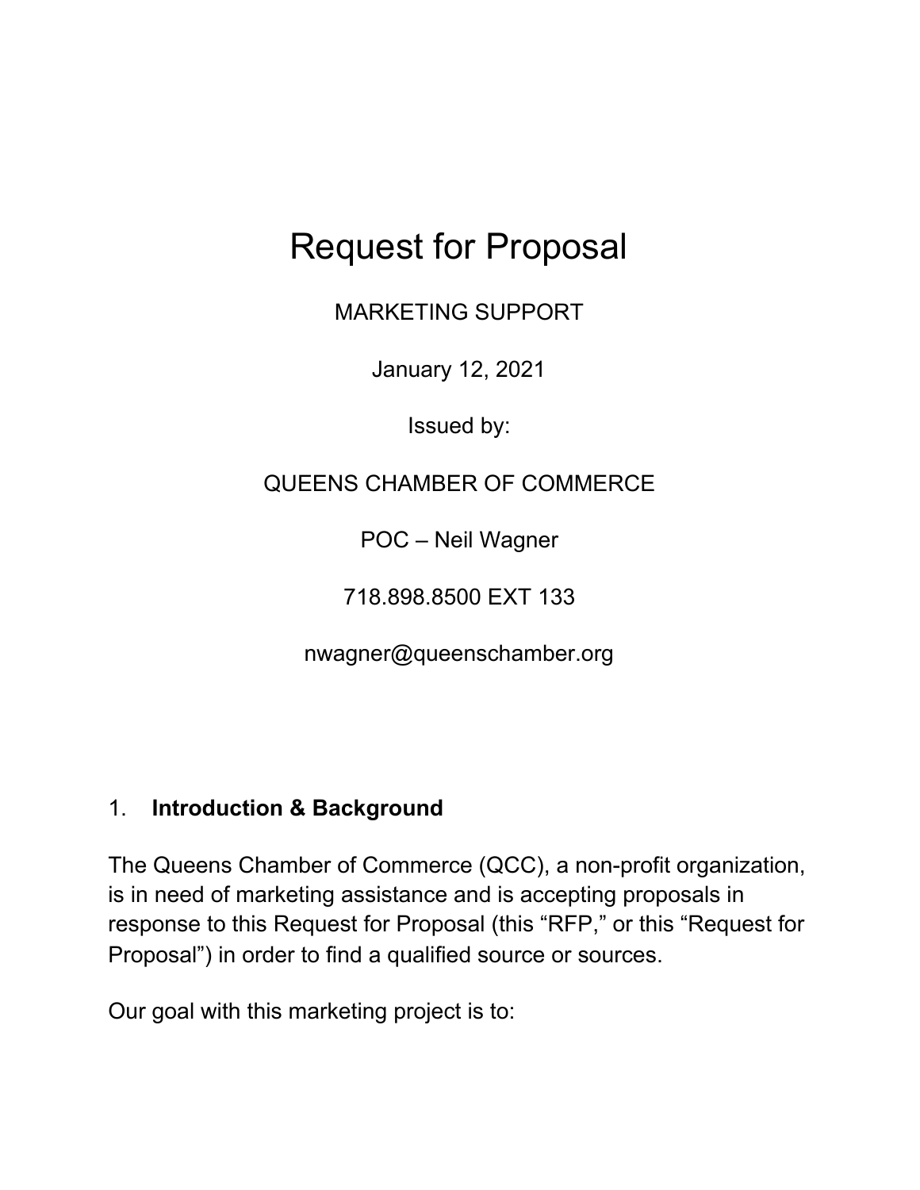# Request for Proposal

MARKETING SUPPORT

January 12, 2021

Issued by:

QUEENS CHAMBER OF COMMERCE

POC – Neil Wagner

718.898.8500 EXT 133

nwagner@queenschamber.org

## 1. Introduction & Background

The Queens Chamber of Commerce (QCC), a non-profit organization, is in need of marketing assistance and is accepting proposals in response to this Request for Proposal (this "RFP," or this "Request for Proposal") in order to find a qualified source or sources.

Our goal with this marketing project is to: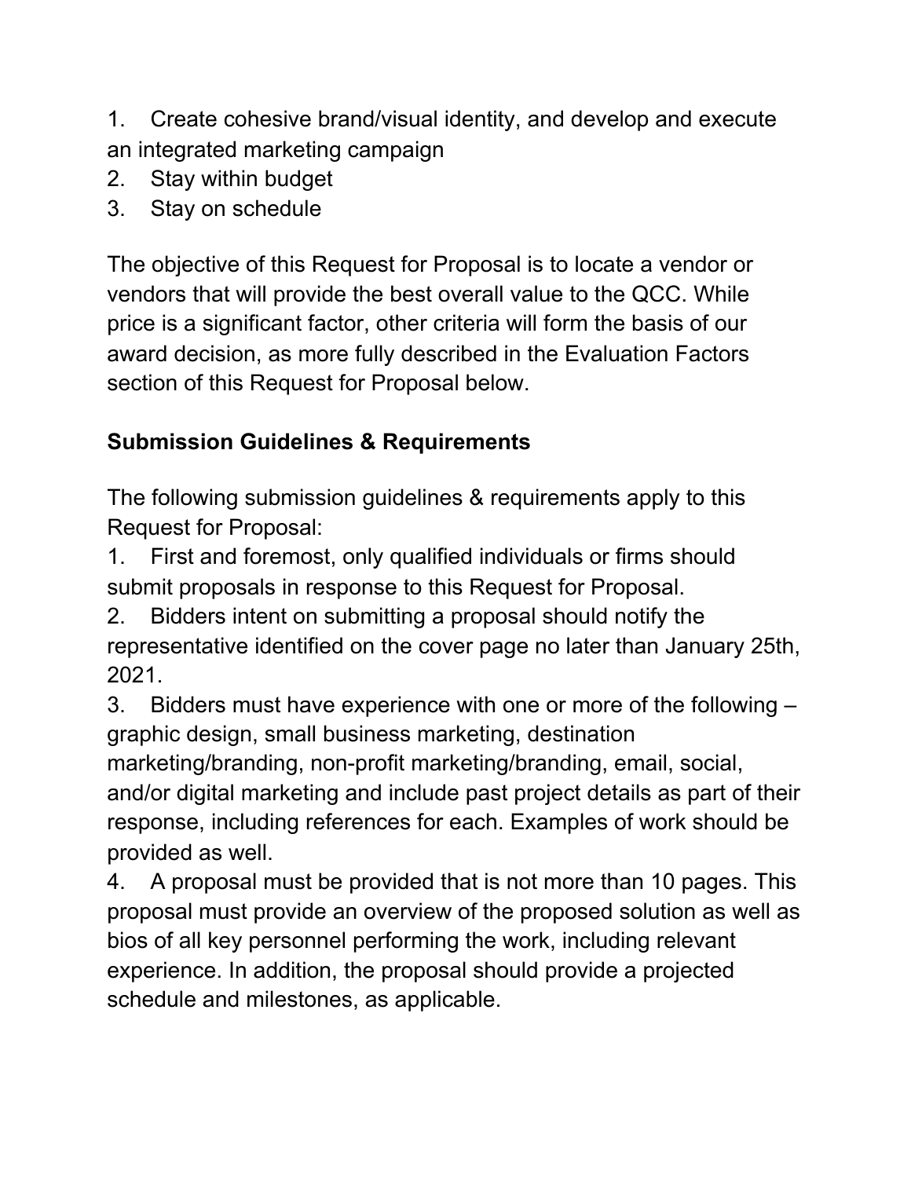1. Create cohesive brand/visual identity, and develop and execute an integrated marketing campaign
2. Stay within budget
3. Stay on schedule

The objective of this Request for Proposal is to locate a vendor or vendors that will provide the best overall value to the QCC. While price is a significant factor, other criteria will form the basis of our award decision, as more fully described in the Evaluation Factors section of this Request for Proposal below.

## Submission Guidelines & Requirements

The following submission guidelines & requirements apply to this Request for Proposal:

1. First and foremost, only qualified individuals or firms should submit proposals in response to this Request for Proposal.
2. Bidders intent on submitting a proposal should notify the representative identified on the cover page no later than January 25th, 2021.
3. Bidders must have experience with one or more of the following – graphic design, small business marketing, destination marketing/branding, non-profit marketing/branding, email, social, and/or digital marketing and include past project details as part of their response, including references for each. Examples of work should be provided as well.
4. A proposal must be provided that is not more than 10 pages. This proposal must provide an overview of the proposed solution as well as bios of all key personnel performing the work, including relevant experience. In addition, the proposal should provide a projected schedule and milestones, as applicable.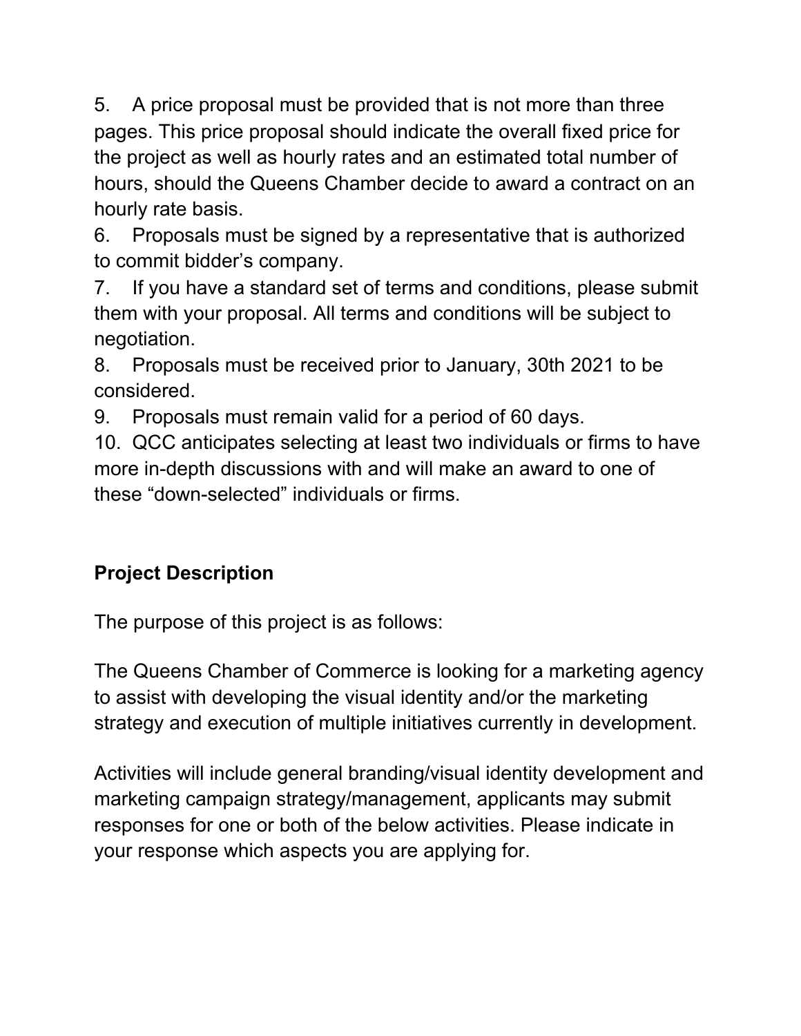5. A price proposal must be provided that is not more than three pages. This price proposal should indicate the overall fixed price for the project as well as hourly rates and an estimated total number of hours, should the Queens Chamber decide to award a contract on an hourly rate basis.
6. Proposals must be signed by a representative that is authorized to commit bidder's company.
7. If you have a standard set of terms and conditions, please submit them with your proposal. All terms and conditions will be subject to negotiation.
8. Proposals must be received prior to January, 30th 2021 to be considered.
9. Proposals must remain valid for a period of 60 days.
10. QCC anticipates selecting at least two individuals or firms to have more in-depth discussions with and will make an award to one of these "down-selected" individuals or firms.

## Project Description

The purpose of this project is as follows:

The Queens Chamber of Commerce is looking for a marketing agency to assist with developing the visual identity and/or the marketing strategy and execution of multiple initiatives currently in development.

Activities will include general branding/visual identity development and marketing campaign strategy/management, applicants may submit responses for one or both of the below activities. Please indicate in your response which aspects you are applying for.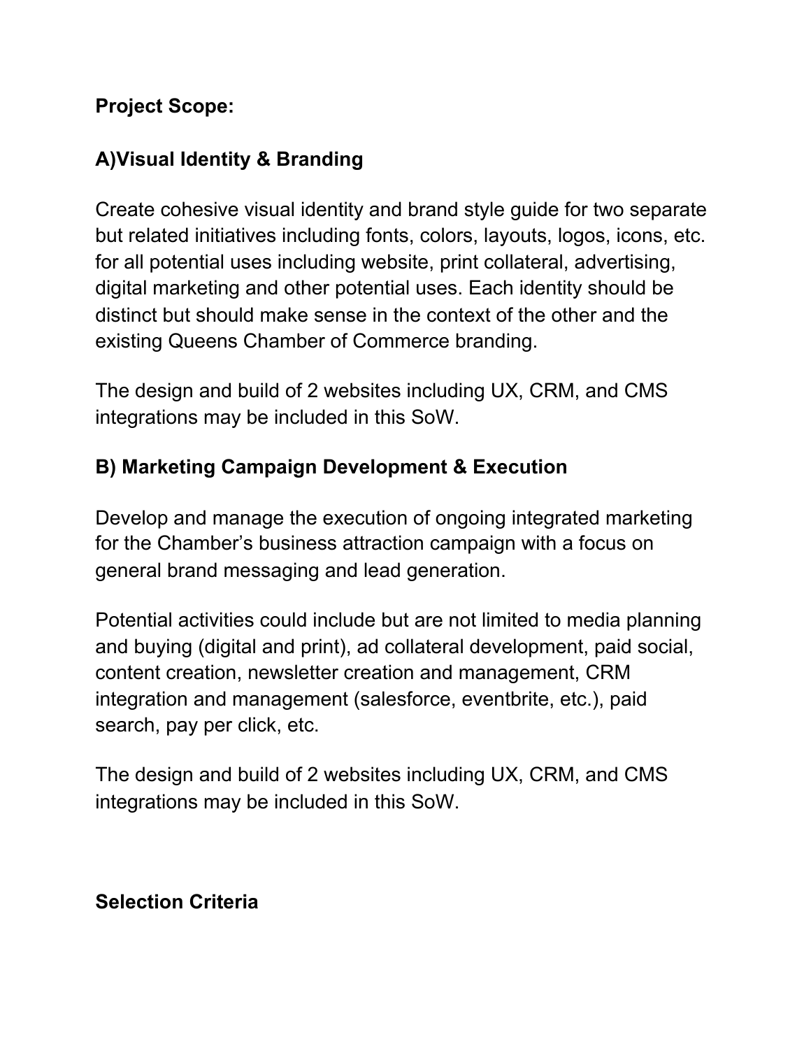**Project Scope:**

**A)Visual Identity & Branding**

Create cohesive visual identity and brand style guide for two separate but related initiatives including fonts, colors, layouts, logos, icons, etc. for all potential uses including website, print collateral, advertising, digital marketing and other potential uses. Each identity should be distinct but should make sense in the context of the other and the existing Queens Chamber of Commerce branding.

The design and build of 2 websites including UX, CRM, and CMS integrations may be included in this SoW.

**B) Marketing Campaign Development & Execution**

Develop and manage the execution of ongoing integrated marketing for the Chamber's business attraction campaign with a focus on general brand messaging and lead generation.

Potential activities could include but are not limited to media planning and buying (digital and print), ad collateral development, paid social, content creation, newsletter creation and management, CRM integration and management (salesforce, eventbrite, etc.), paid search, pay per click, etc.

The design and build of 2 websites including UX, CRM, and CMS integrations may be included in this SoW.

**Selection Criteria**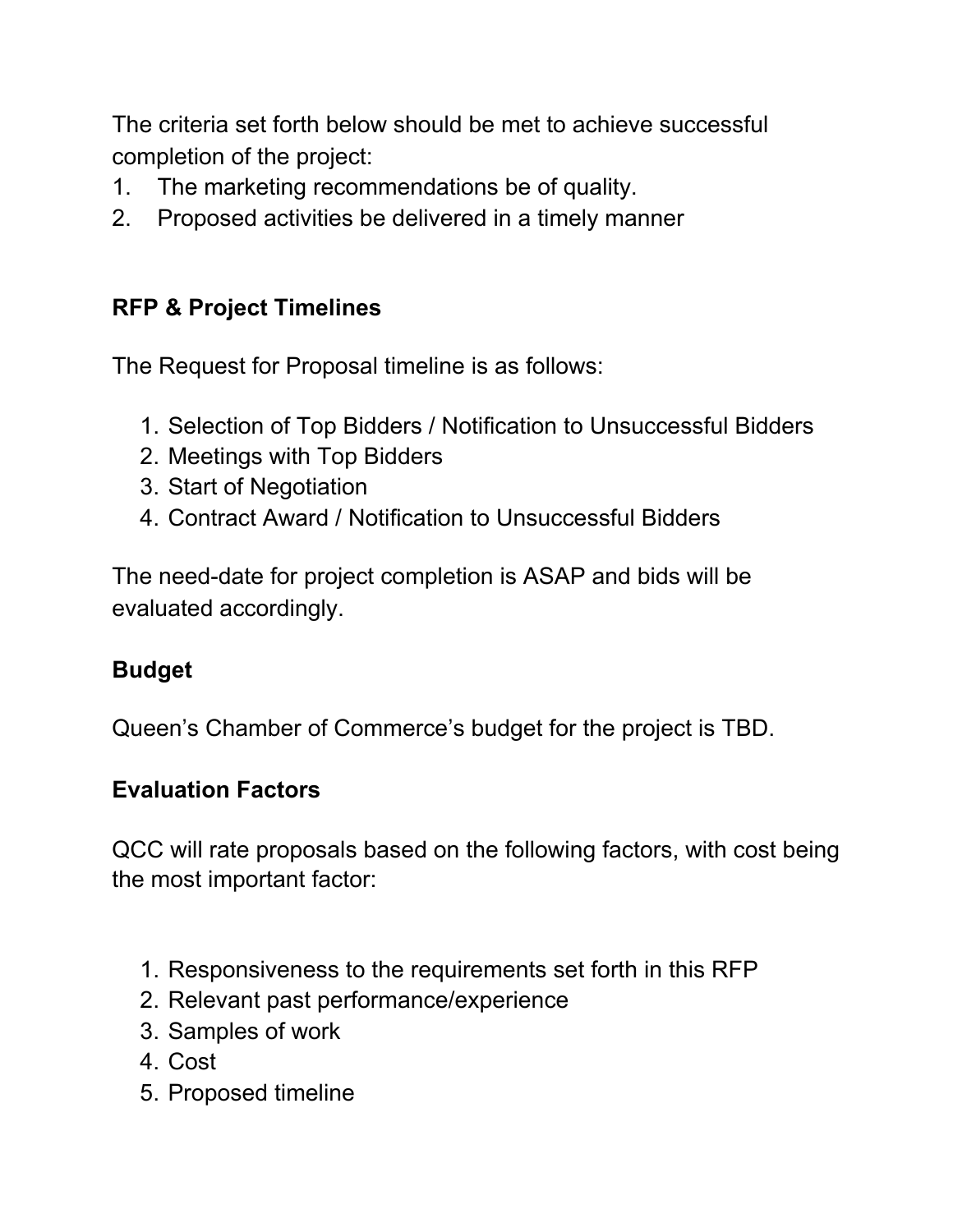The criteria set forth below should be met to achieve successful completion of the project:

1. The marketing recommendations be of quality.
2. Proposed activities be delivered in a timely manner

**RFP & Project Timelines**

The Request for Proposal timeline is as follows:

1. Selection of Top Bidders / Notification to Unsuccessful Bidders
2. Meetings with Top Bidders
3. Start of Negotiation
4. Contract Award / Notification to Unsuccessful Bidders

The need-date for project completion is ASAP and bids will be evaluated accordingly.

**Budget**

Queen's Chamber of Commerce's budget for the project is TBD.

**Evaluation Factors**

QCC will rate proposals based on the following factors, with cost being the most important factor:

1. Responsiveness to the requirements set forth in this RFP
2. Relevant past performance/experience
3. Samples of work
4. Cost
5. Proposed timeline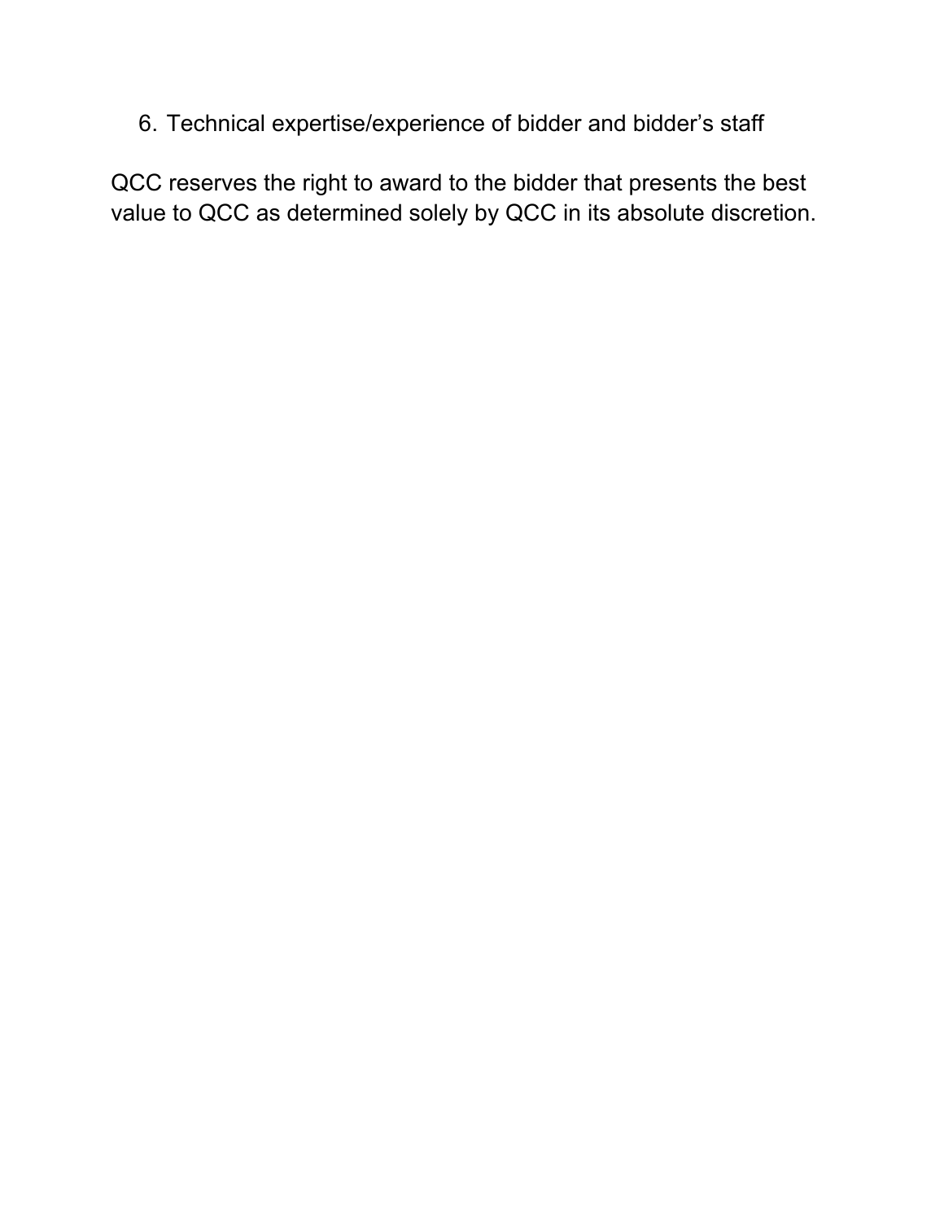6. Technical expertise/experience of bidder and bidder's staff

QCC reserves the right to award to the bidder that presents the best value to QCC as determined solely by QCC in its absolute discretion.